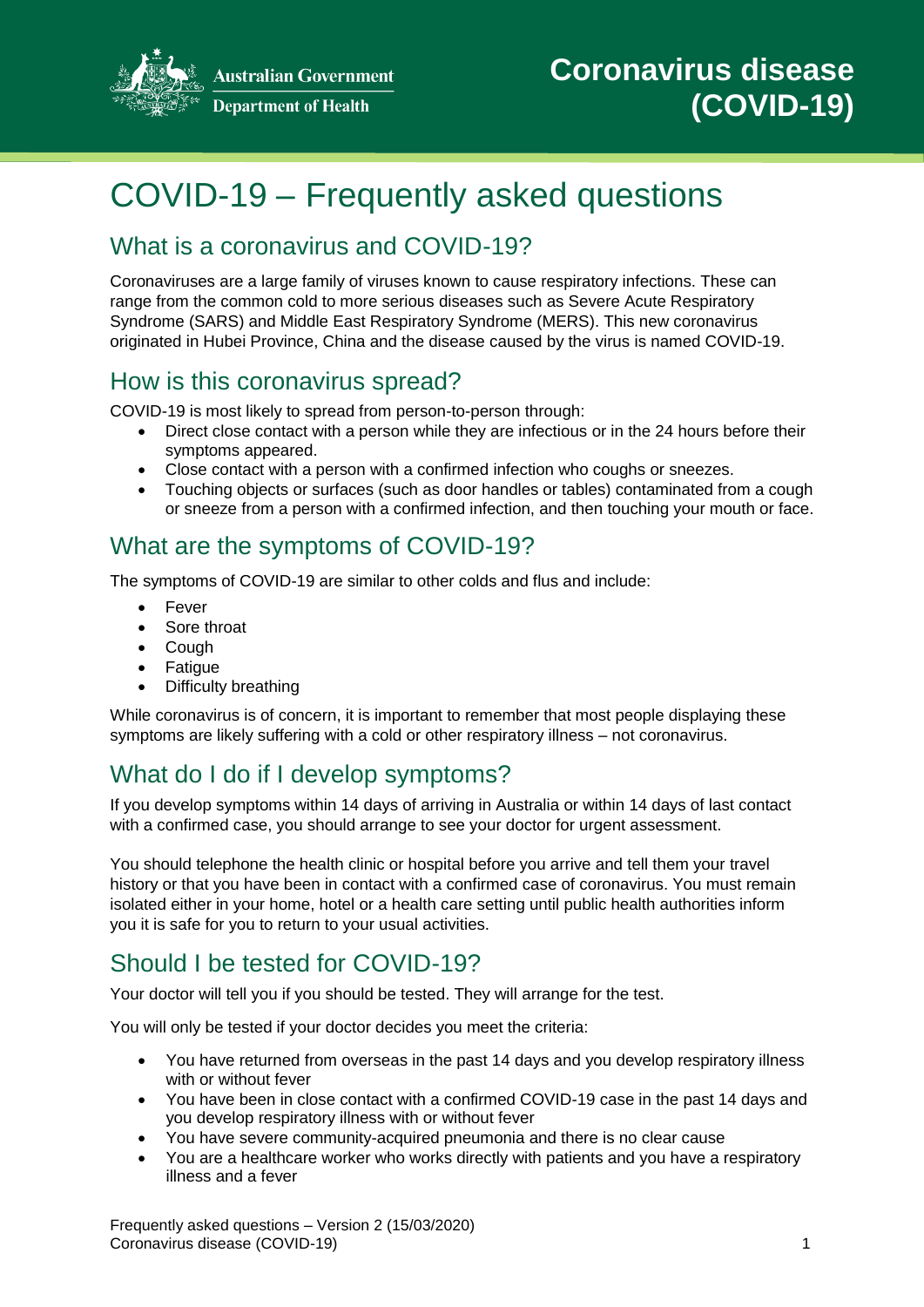Australian Government
Department of Health

Coronavirus disease (COVID-19)

# COVID-19 – Frequently asked questions

## What is a coronavirus and COVID-19?

Coronaviruses are a large family of viruses known to cause respiratory infections. These can range from the common cold to more serious diseases such as Severe Acute Respiratory Syndrome (SARS) and Middle East Respiratory Syndrome (MERS). This new coronavirus originated in Hubei Province, China and the disease caused by the virus is named COVID-19.

## How is this coronavirus spread?

COVID-19 is most likely to spread from person-to-person through:

- Direct close contact with a person while they are infectious or in the 24 hours before their symptoms appeared.
- Close contact with a person with a confirmed infection who coughs or sneezes.
- Touching objects or surfaces (such as door handles or tables) contaminated from a cough or sneeze from a person with a confirmed infection, and then touching your mouth or face.

## What are the symptoms of COVID-19?

The symptoms of COVID-19 are similar to other colds and flus and include:

- Fever
- Sore throat
- Cough
- Fatigue
- Difficulty breathing

While coronavirus is of concern, it is important to remember that most people displaying these symptoms are likely suffering with a cold or other respiratory illness – not coronavirus.

## What do I do if I develop symptoms?

If you develop symptoms within 14 days of arriving in Australia or within 14 days of last contact with a confirmed case, you should arrange to see your doctor for urgent assessment.

You should telephone the health clinic or hospital before you arrive and tell them your travel history or that you have been in contact with a confirmed case of coronavirus. You must remain isolated either in your home, hotel or a health care setting until public health authorities inform you it is safe for you to return to your usual activities.

## Should I be tested for COVID-19?

Your doctor will tell you if you should be tested. They will arrange for the test.

You will only be tested if your doctor decides you meet the criteria:

- You have returned from overseas in the past 14 days and you develop respiratory illness with or without fever
- You have been in close contact with a confirmed COVID-19 case in the past 14 days and you develop respiratory illness with or without fever
- You have severe community-acquired pneumonia and there is no clear cause
- You are a healthcare worker who works directly with patients and you have a respiratory illness and a fever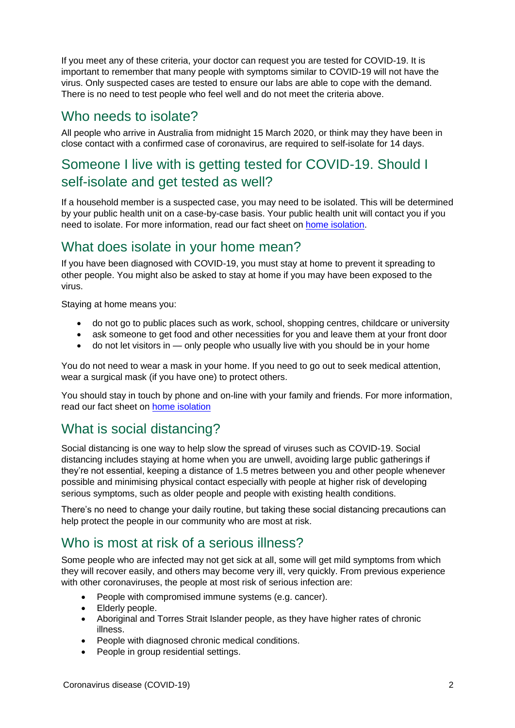If you meet any of these criteria, your doctor can request you are tested for COVID-19. It is important to remember that many people with symptoms similar to COVID-19 will not have the virus. Only suspected cases are tested to ensure our labs are able to cope with the demand. There is no need to test people who feel well and do not meet the criteria above.

## Who needs to isolate?

All people who arrive in Australia from midnight 15 March 2020, or think may they have been in close contact with a confirmed case of coronavirus, are required to self-isolate for 14 days.

## Someone I live with is getting tested for COVID-19. Should I self-isolate and get tested as well?

If a household member is a suspected case, you may need to be isolated. This will be determined by your public health unit on a case-by-case basis. Your public health unit will contact you if you need to isolate. For more information, read our fact sheet on home isolation.

## What does isolate in your home mean?

If you have been diagnosed with COVID-19, you must stay at home to prevent it spreading to other people. You might also be asked to stay at home if you may have been exposed to the virus.

Staying at home means you:

- do not go to public places such as work, school, shopping centres, childcare or university
- ask someone to get food and other necessities for you and leave them at your front door
- do not let visitors in — only people who usually live with you should be in your home

You do not need to wear a mask in your home. If you need to go out to seek medical attention, wear a surgical mask (if you have one) to protect others.

You should stay in touch by phone and on-line with your family and friends. For more information, read our fact sheet on home isolation

## What is social distancing?

Social distancing is one way to help slow the spread of viruses such as COVID-19. Social distancing includes staying at home when you are unwell, avoiding large public gatherings if they're not essential, keeping a distance of 1.5 metres between you and other people whenever possible and minimising physical contact especially with people at higher risk of developing serious symptoms, such as older people and people with existing health conditions.

There's no need to change your daily routine, but taking these social distancing precautions can help protect the people in our community who are most at risk.

## Who is most at risk of a serious illness?

Some people who are infected may not get sick at all, some will get mild symptoms from which they will recover easily, and others may become very ill, very quickly. From previous experience with other coronaviruses, the people at most risk of serious infection are:

- People with compromised immune systems (e.g. cancer).
- Elderly people.
- Aboriginal and Torres Strait Islander people, as they have higher rates of chronic illness.
- People with diagnosed chronic medical conditions.
- People in group residential settings.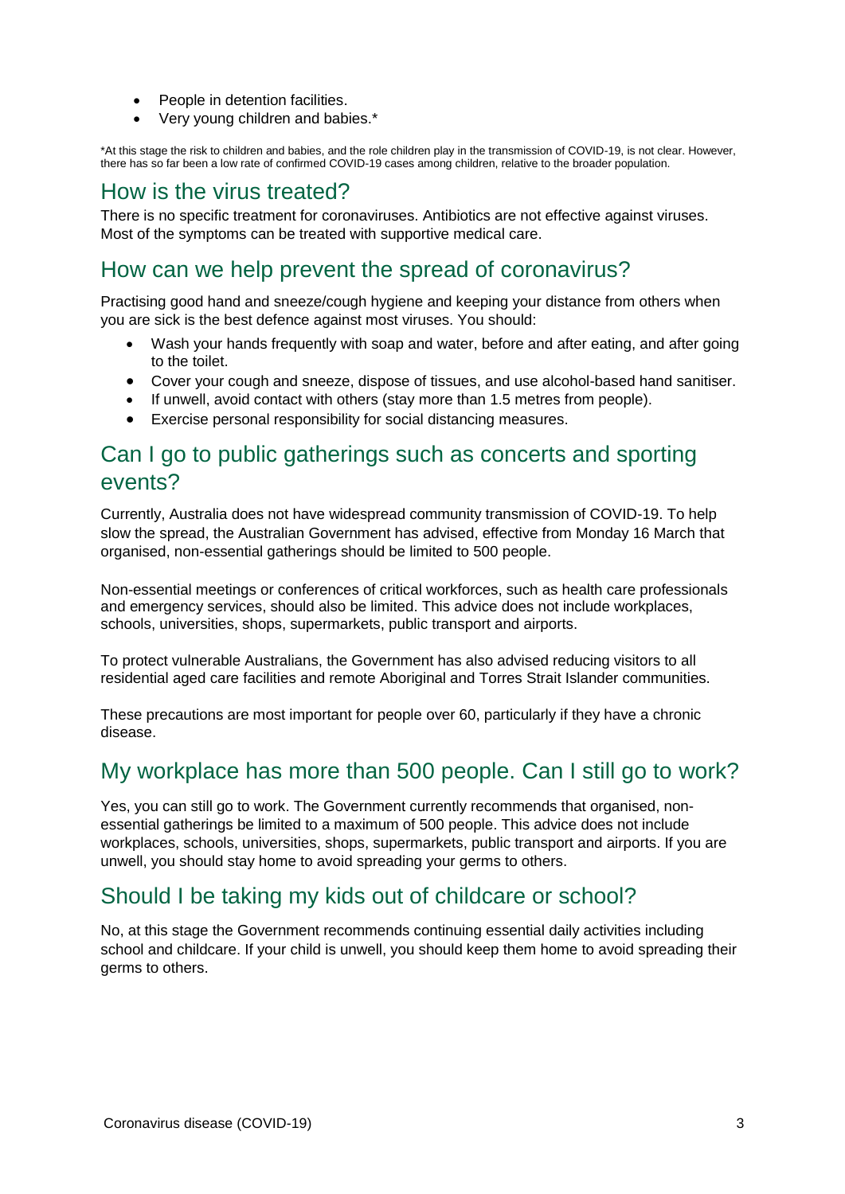- People in detention facilities.
- Very young children and babies.*

*At this stage the risk to children and babies, and the role children play in the transmission of COVID-19, is not clear. However, there has so far been a low rate of confirmed COVID-19 cases among children, relative to the broader population.

## How is the virus treated?

There is no specific treatment for coronaviruses. Antibiotics are not effective against viruses. Most of the symptoms can be treated with supportive medical care.

## How can we help prevent the spread of coronavirus?

Practising good hand and sneeze/cough hygiene and keeping your distance from others when you are sick is the best defence against most viruses. You should:

- Wash your hands frequently with soap and water, before and after eating, and after going to the toilet.
- Cover your cough and sneeze, dispose of tissues, and use alcohol-based hand sanitiser.
- If unwell, avoid contact with others (stay more than 1.5 metres from people).
- Exercise personal responsibility for social distancing measures.

## Can I go to public gatherings such as concerts and sporting events?

Currently, Australia does not have widespread community transmission of COVID-19. To help slow the spread, the Australian Government has advised, effective from Monday 16 March that organised, non-essential gatherings should be limited to 500 people.

Non-essential meetings or conferences of critical workforces, such as health care professionals and emergency services, should also be limited. This advice does not include workplaces, schools, universities, shops, supermarkets, public transport and airports.

To protect vulnerable Australians, the Government has also advised reducing visitors to all residential aged care facilities and remote Aboriginal and Torres Strait Islander communities.

These precautions are most important for people over 60, particularly if they have a chronic disease.

## My workplace has more than 500 people. Can I still go to work?

Yes, you can still go to work. The Government currently recommends that organised, non-essential gatherings be limited to a maximum of 500 people. This advice does not include workplaces, schools, universities, shops, supermarkets, public transport and airports. If you are unwell, you should stay home to avoid spreading your germs to others.

## Should I be taking my kids out of childcare or school?

No, at this stage the Government recommends continuing essential daily activities including school and childcare. If your child is unwell, you should keep them home to avoid spreading their germs to others.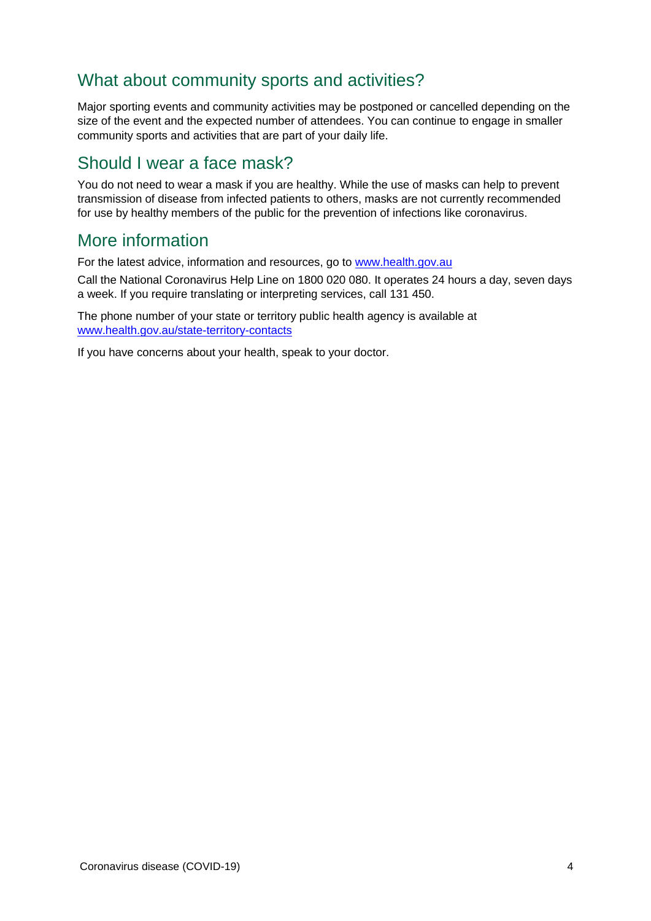## What about community sports and activities?

Major sporting events and community activities may be postponed or cancelled depending on the size of the event and the expected number of attendees. You can continue to engage in smaller community sports and activities that are part of your daily life.

## Should I wear a face mask?

You do not need to wear a mask if you are healthy. While the use of masks can help to prevent transmission of disease from infected patients to others, masks are not currently recommended for use by healthy members of the public for the prevention of infections like coronavirus.

## More information

For the latest advice, information and resources, go to [www.health.gov.au](http://www.health.gov.au)

Call the National Coronavirus Help Line on 1800 020 080. It operates 24 hours a day, seven days a week. If you require translating or interpreting services, call 131 450.

The phone number of your state or territory public health agency is available at [www.health.gov.au/state-territory-contacts](http://www.health.gov.au/state-territory-contacts)

If you have concerns about your health, speak to your doctor.